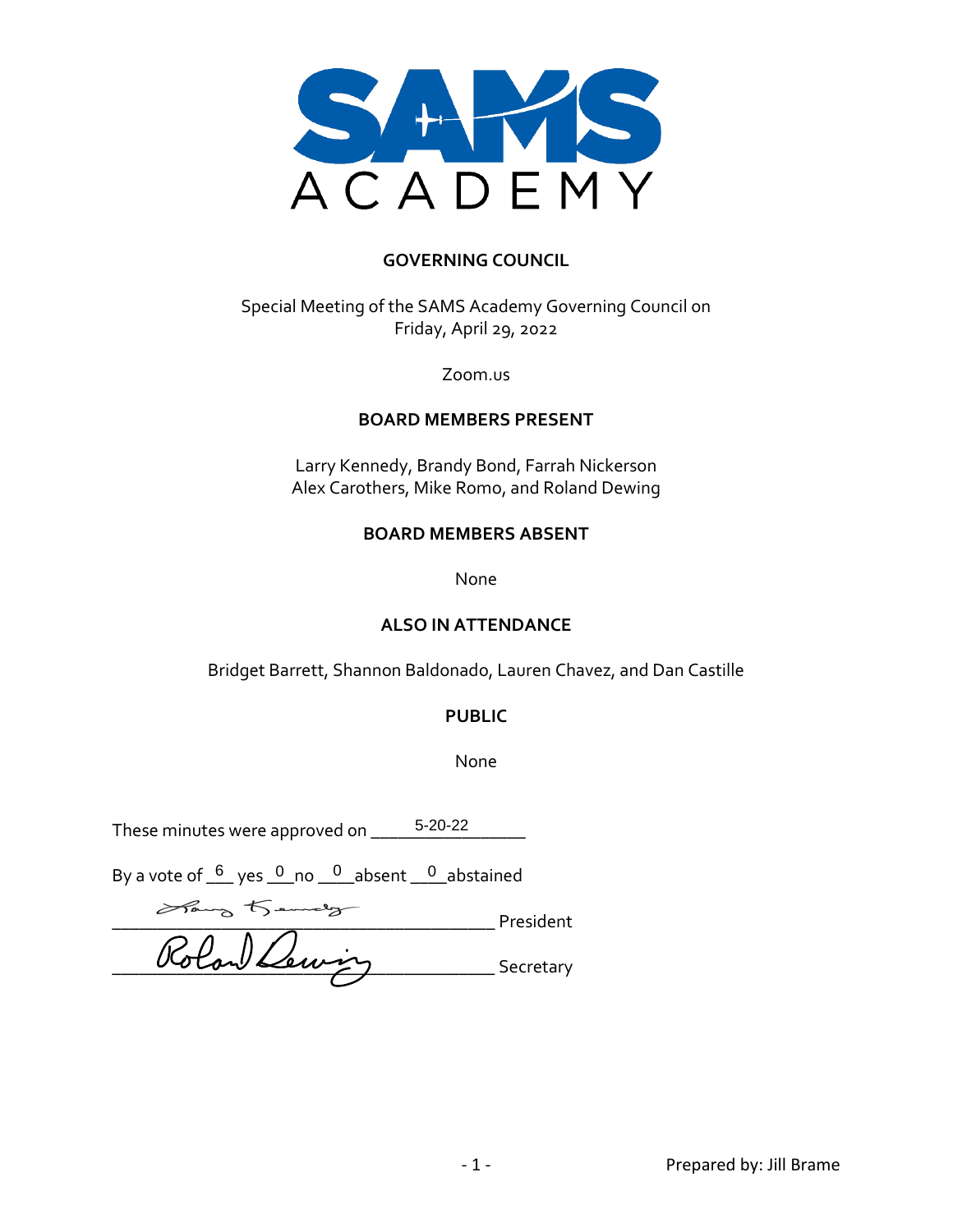# SAMS ACADEMY

## GOVERNING COUNCIL

Special Meeting of the SAMS Academy Governing Council on
Friday, April 29, 2022

Zoom.us

### BOARD MEMBERS PRESENT

Larry Kennedy, Brandy Bond, Farrah Nickerson
Alex Carothers, Mike Romo, and Roland Dewing

### BOARD MEMBERS ABSENT

None

### ALSO IN ATTENDANCE

Bridget Barrett, Shannon Baldonado, Lauren Chavez, and Dan Castille

### PUBLIC

None

These minutes were approved on 5-20-22

By a vote of 6 yes 0 no 0 absent 0 abstained

_______________ President

_______________ Secretary

Prepared by: Jill Brame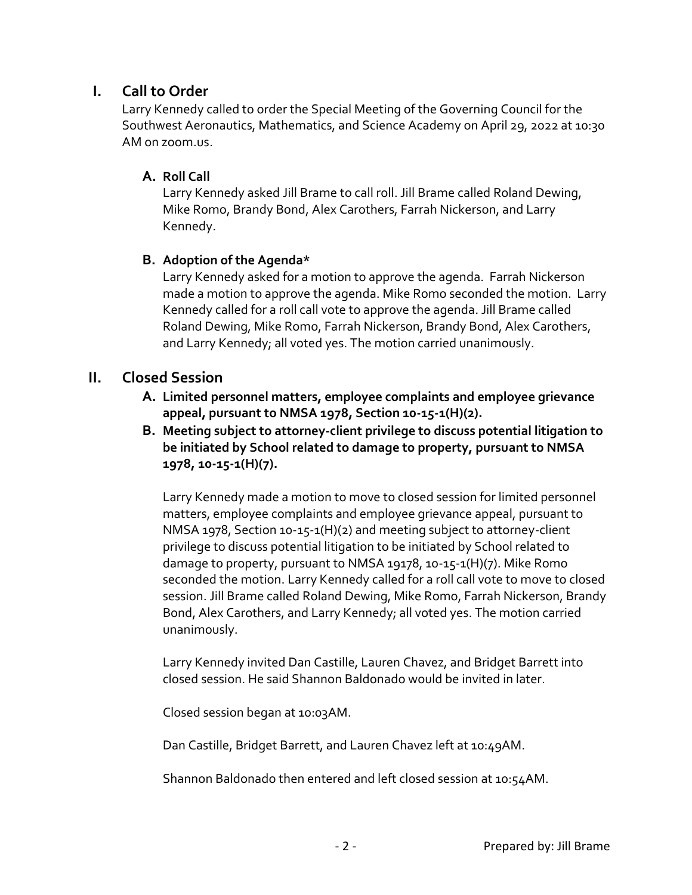## I. Call to Order

Larry Kennedy called to order the Special Meeting of the Governing Council for the Southwest Aeronautics, Mathematics, and Science Academy on April 29, 2022 at 10:30 AM on zoom.us.

### A. Roll Call

Larry Kennedy asked Jill Brame to call roll. Jill Brame called Roland Dewing, Mike Romo, Brandy Bond, Alex Carothers, Farrah Nickerson, and Larry Kennedy.

### B. Adoption of the Agenda*

Larry Kennedy asked for a motion to approve the agenda. Farrah Nickerson made a motion to approve the agenda. Mike Romo seconded the motion. Larry Kennedy called for a roll call vote to approve the agenda. Jill Brame called Roland Dewing, Mike Romo, Farrah Nickerson, Brandy Bond, Alex Carothers, and Larry Kennedy; all voted yes. The motion carried unanimously.

## II. Closed Session

**A. Limited personnel matters, employee complaints and employee grievance appeal, pursuant to NMSA 1978, Section 10-15-1(H)(2).**

**B. Meeting subject to attorney-client privilege to discuss potential litigation to be initiated by School related to damage to property, pursuant to NMSA 1978, 10-15-1(H)(7).**

Larry Kennedy made a motion to move to closed session for limited personnel matters, employee complaints and employee grievance appeal, pursuant to NMSA 1978, Section 10-15-1(H)(2) and meeting subject to attorney-client privilege to discuss potential litigation to be initiated by School related to damage to property, pursuant to NMSA 19178, 10-15-1(H)(7). Mike Romo seconded the motion. Larry Kennedy called for a roll call vote to move to closed session. Jill Brame called Roland Dewing, Mike Romo, Farrah Nickerson, Brandy Bond, Alex Carothers, and Larry Kennedy; all voted yes. The motion carried unanimously.

Larry Kennedy invited Dan Castille, Lauren Chavez, and Bridget Barrett into closed session. He said Shannon Baldonado would be invited in later.

Closed session began at 10:03AM.

Dan Castille, Bridget Barrett, and Lauren Chavez left at 10:49AM.

Shannon Baldonado then entered and left closed session at 10:54AM.

Prepared by: Jill Brame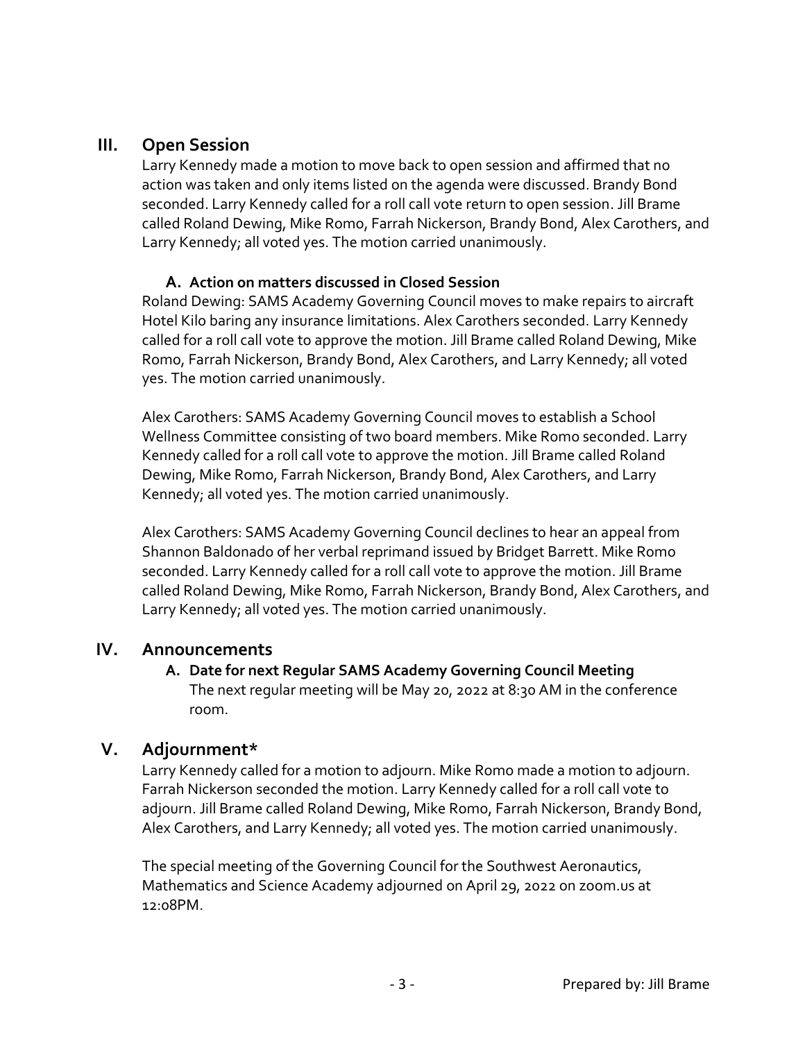## III. Open Session

Larry Kennedy made a motion to move back to open session and affirmed that no action was taken and only items listed on the agenda were discussed. Brandy Bond seconded. Larry Kennedy called for a roll call vote return to open session. Jill Brame called Roland Dewing, Mike Romo, Farrah Nickerson, Brandy Bond, Alex Carothers, and Larry Kennedy; all voted yes. The motion carried unanimously.

### A. Action on matters discussed in Closed Session

Roland Dewing: SAMS Academy Governing Council moves to make repairs to aircraft Hotel Kilo baring any insurance limitations. Alex Carothers seconded. Larry Kennedy called for a roll call vote to approve the motion. Jill Brame called Roland Dewing, Mike Romo, Farrah Nickerson, Brandy Bond, Alex Carothers, and Larry Kennedy; all voted yes. The motion carried unanimously.

Alex Carothers: SAMS Academy Governing Council moves to establish a School Wellness Committee consisting of two board members. Mike Romo seconded. Larry Kennedy called for a roll call vote to approve the motion. Jill Brame called Roland Dewing, Mike Romo, Farrah Nickerson, Brandy Bond, Alex Carothers, and Larry Kennedy; all voted yes. The motion carried unanimously.

Alex Carothers: SAMS Academy Governing Council declines to hear an appeal from Shannon Baldonado of her verbal reprimand issued by Bridget Barrett. Mike Romo seconded. Larry Kennedy called for a roll call vote to approve the motion. Jill Brame called Roland Dewing, Mike Romo, Farrah Nickerson, Brandy Bond, Alex Carothers, and Larry Kennedy; all voted yes. The motion carried unanimously.

## IV. Announcements

### A. Date for next Regular SAMS Academy Governing Council Meeting

The next regular meeting will be May 20, 2022 at 8:30 AM in the conference room.

## V. Adjournment*

Larry Kennedy called for a motion to adjourn. Mike Romo made a motion to adjourn. Farrah Nickerson seconded the motion. Larry Kennedy called for a roll call vote to adjourn. Jill Brame called Roland Dewing, Mike Romo, Farrah Nickerson, Brandy Bond, Alex Carothers, and Larry Kennedy; all voted yes. The motion carried unanimously.

The special meeting of the Governing Council for the Southwest Aeronautics, Mathematics and Science Academy adjourned on April 29, 2022 on zoom.us at 12:08PM.

Prepared by: Jill Brame